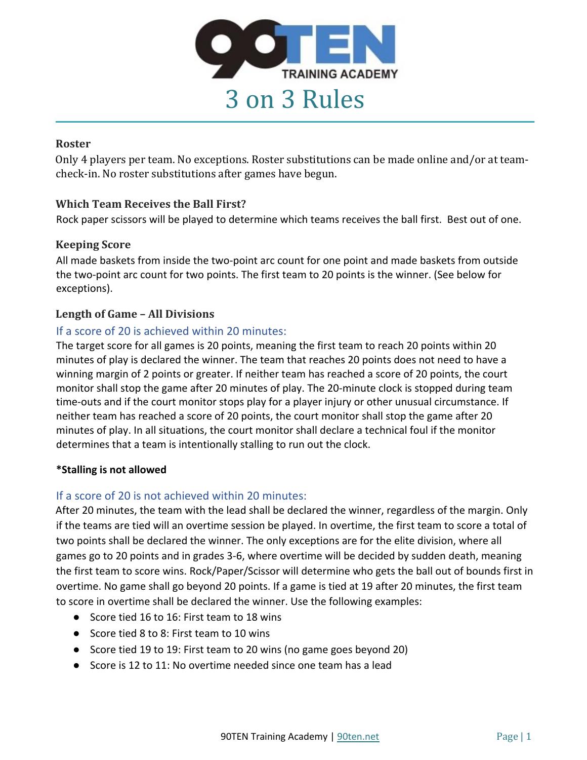# 3 on 3 Rules

### Roster

Only 4 players per team. No exceptions. Roster substitutions can be made online and/or at team-check-in. No roster substitutions after games have begun.

### Which Team Receives the Ball First?

Rock paper scissors will be played to determine which teams receives the ball first. Best out of one.

### Keeping Score

All made baskets from inside the two-point arc count for one point and made baskets from outside the two-point arc count for two points. The first team to 20 points is the winner. (See below for exceptions).

### Length of Game – All Divisions

#### If a score of 20 is achieved within 20 minutes:

The target score for all games is 20 points, meaning the first team to reach 20 points within 20 minutes of play is declared the winner. The team that reaches 20 points does not need to have a winning margin of 2 points or greater. If neither team has reached a score of 20 points, the court monitor shall stop the game after 20 minutes of play. The 20-minute clock is stopped during team time-outs and if the court monitor stops play for a player injury or other unusual circumstance. If neither team has reached a score of 20 points, the court monitor shall stop the game after 20 minutes of play. In all situations, the court monitor shall declare a technical foul if the monitor determines that a team is intentionally stalling to run out the clock.

**\*Stalling is not allowed**

#### If a score of 20 is not achieved within 20 minutes:

After 20 minutes, the team with the lead shall be declared the winner, regardless of the margin. Only if the teams are tied will an overtime session be played. In overtime, the first team to score a total of two points shall be declared the winner. The only exceptions are for the elite division, where all games go to 20 points and in grades 3-6, where overtime will be decided by sudden death, meaning the first team to score wins. Rock/Paper/Scissor will determine who gets the ball out of bounds first in overtime. No game shall go beyond 20 points. If a game is tied at 19 after 20 minutes, the first team to score in overtime shall be declared the winner. Use the following examples:

- Score tied 16 to 16: First team to 18 wins
- Score tied 8 to 8: First team to 10 wins
- Score tied 19 to 19: First team to 20 wins (no game goes beyond 20)
- Score is 12 to 11: No overtime needed since one team has a lead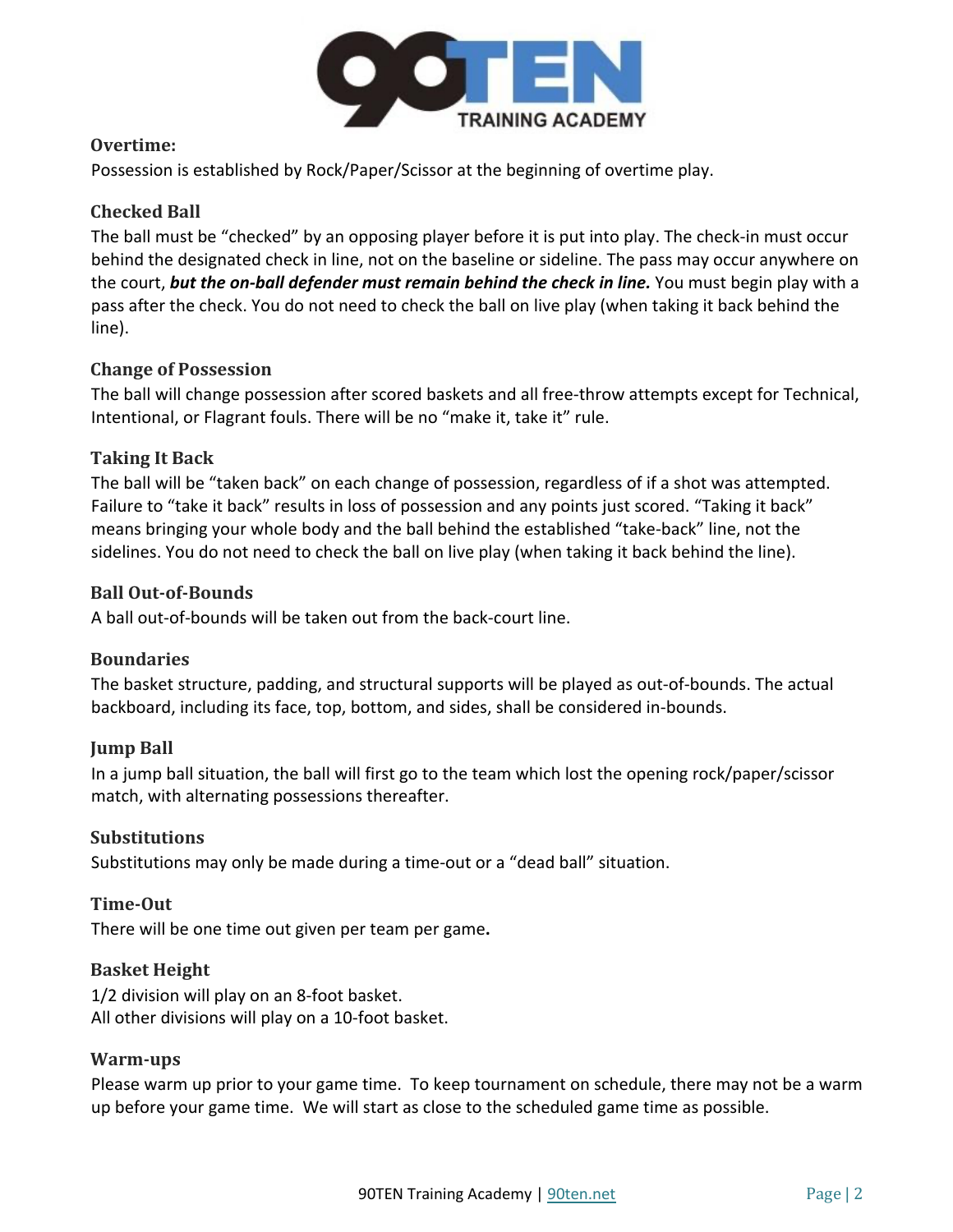## Overtime:

Possession is established by Rock/Paper/Scissor at the beginning of overtime play.

## Checked Ball

The ball must be "checked" by an opposing player before it is put into play. The check-in must occur behind the designated check in line, not on the baseline or sideline. The pass may occur anywhere on the court, ***but the on-ball defender must remain behind the check in line.*** You must begin play with a pass after the check. You do not need to check the ball on live play (when taking it back behind the line).

## Change of Possession

The ball will change possession after scored baskets and all free-throw attempts except for Technical, Intentional, or Flagrant fouls. There will be no "make it, take it" rule.

## Taking It Back

The ball will be "taken back" on each change of possession, regardless of if a shot was attempted. Failure to "take it back" results in loss of possession and any points just scored. "Taking it back" means bringing your whole body and the ball behind the established "take-back" line, not the sidelines. You do not need to check the ball on live play (when taking it back behind the line).

## Ball Out-of-Bounds

A ball out-of-bounds will be taken out from the back-court line.

## Boundaries

The basket structure, padding, and structural supports will be played as out-of-bounds. The actual backboard, including its face, top, bottom, and sides, shall be considered in-bounds.

## Jump Ball

In a jump ball situation, the ball will first go to the team which lost the opening rock/paper/scissor match, with alternating possessions thereafter.

## Substitutions

Substitutions may only be made during a time-out or a "dead ball" situation.

## Time-Out

There will be one time out given per team per game.

## Basket Height

1/2 division will play on an 8-foot basket.
All other divisions will play on a 10-foot basket.

## Warm-ups

Please warm up prior to your game time. To keep tournament on schedule, there may not be a warm up before your game time. We will start as close to the scheduled game time as possible.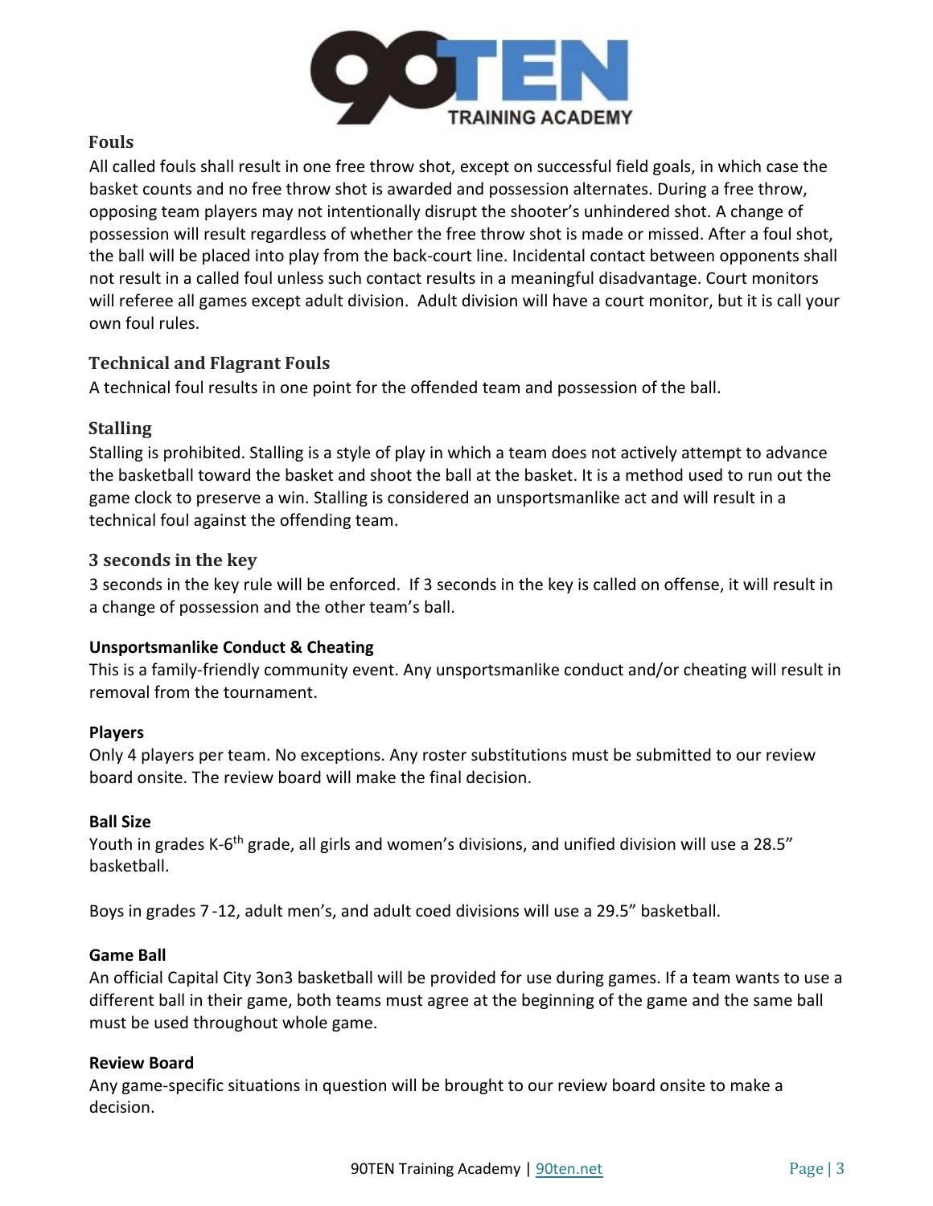## Fouls

All called fouls shall result in one free throw shot, except on successful field goals, in which case the basket counts and no free throw shot is awarded and possession alternates. During a free throw, opposing team players may not intentionally disrupt the shooter's unhindered shot. A change of possession will result regardless of whether the free throw shot is made or missed. After a foul shot, the ball will be placed into play from the back-court line. Incidental contact between opponents shall not result in a called foul unless such contact results in a meaningful disadvantage. Court monitors will referee all games except adult division. Adult division will have a court monitor, but it is call your own foul rules.

## Technical and Flagrant Fouls

A technical foul results in one point for the offended team and possession of the ball.

## Stalling

Stalling is prohibited. Stalling is a style of play in which a team does not actively attempt to advance the basketball toward the basket and shoot the ball at the basket. It is a method used to run out the game clock to preserve a win. Stalling is considered an unsportsmanlike act and will result in a technical foul against the offending team.

## 3 seconds in the key

3 seconds in the key rule will be enforced. If 3 seconds in the key is called on offense, it will result in a change of possession and the other team's ball.

**Unsportsmanlike Conduct & Cheating**

This is a family-friendly community event. Any unsportsmanlike conduct and/or cheating will result in removal from the tournament.

**Players**

Only 4 players per team. No exceptions. Any roster substitutions must be submitted to our review board onsite. The review board will make the final decision.

**Ball Size**

Youth in grades K-6th grade, all girls and women's divisions, and unified division will use a 28.5" basketball.

Boys in grades 7-12, adult men's, and adult coed divisions will use a 29.5" basketball.

**Game Ball**

An official Capital City 3on3 basketball will be provided for use during games. If a team wants to use a different ball in their game, both teams must agree at the beginning of the game and the same ball must be used throughout whole game.

**Review Board**

Any game-specific situations in question will be brought to our review board onsite to make a decision.